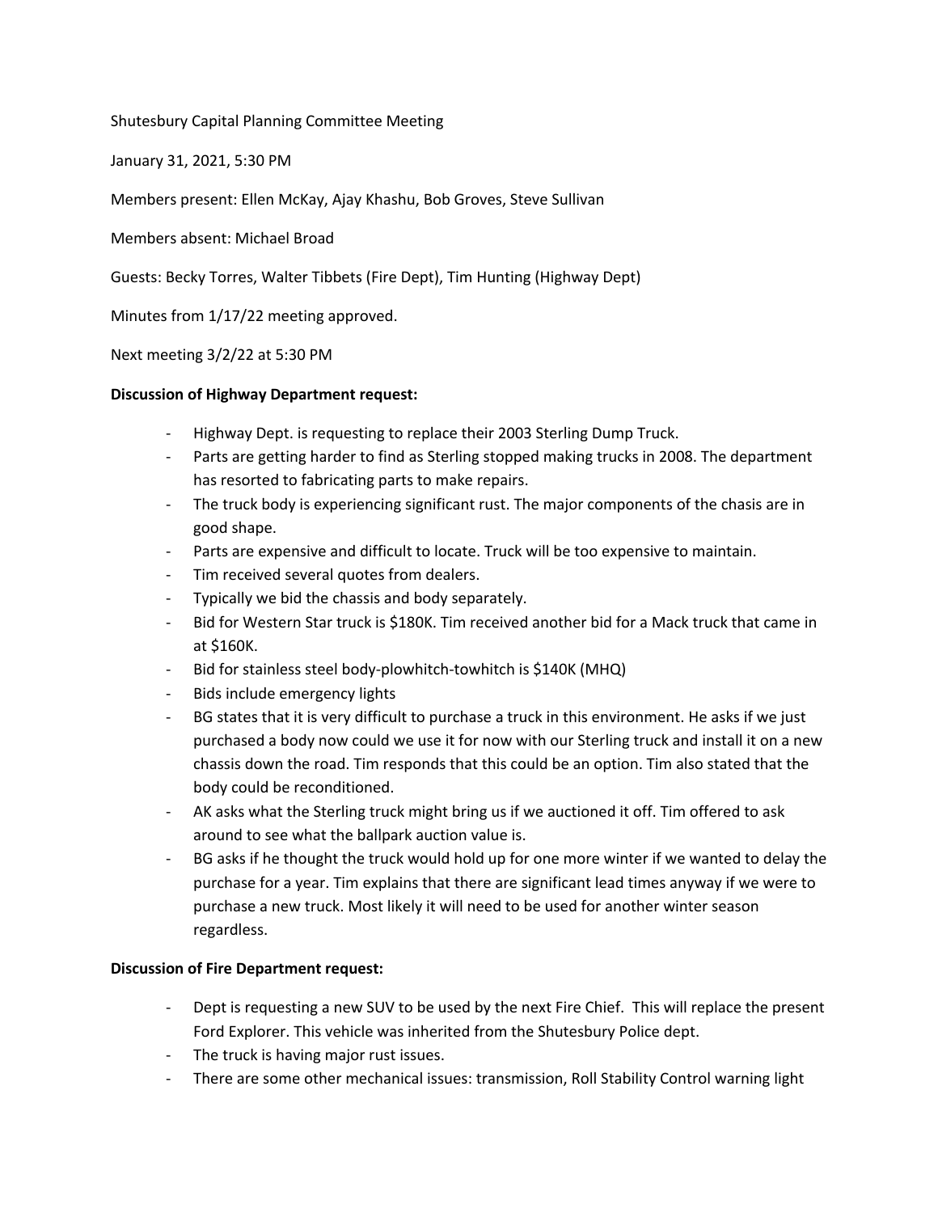Shutesbury Capital Planning Committee Meeting

January 31, 2021, 5:30 PM

Members present: Ellen McKay, Ajay Khashu, Bob Groves, Steve Sullivan

Members absent: Michael Broad

Guests: Becky Torres, Walter Tibbets (Fire Dept), Tim Hunting (Highway Dept)

Minutes from 1/17/22 meeting approved.

Next meeting 3/2/22 at 5:30 PM

**Discussion of Highway Department request:**

- Highway Dept. is requesting to replace their 2003 Sterling Dump Truck.
- Parts are getting harder to find as Sterling stopped making trucks in 2008. The department has resorted to fabricating parts to make repairs.
- The truck body is experiencing significant rust. The major components of the chasis are in good shape.
- Parts are expensive and difficult to locate. Truck will be too expensive to maintain.
- Tim received several quotes from dealers.
- Typically we bid the chassis and body separately.
- Bid for Western Star truck is $180K. Tim received another bid for a Mack truck that came in at $160K.
- Bid for stainless steel body-plowhitch-towhitch is $140K (MHQ)
- Bids include emergency lights
- BG states that it is very difficult to purchase a truck in this environment. He asks if we just purchased a body now could we use it for now with our Sterling truck and install it on a new chassis down the road. Tim responds that this could be an option. Tim also stated that the body could be reconditioned.
- AK asks what the Sterling truck might bring us if we auctioned it off. Tim offered to ask around to see what the ballpark auction value is.
- BG asks if he thought the truck would hold up for one more winter if we wanted to delay the purchase for a year. Tim explains that there are significant lead times anyway if we were to purchase a new truck. Most likely it will need to be used for another winter season regardless.

**Discussion of Fire Department request:**

- Dept is requesting a new SUV to be used by the next Fire Chief. This will replace the present Ford Explorer. This vehicle was inherited from the Shutesbury Police dept.
- The truck is having major rust issues.
- There are some other mechanical issues: transmission, Roll Stability Control warning light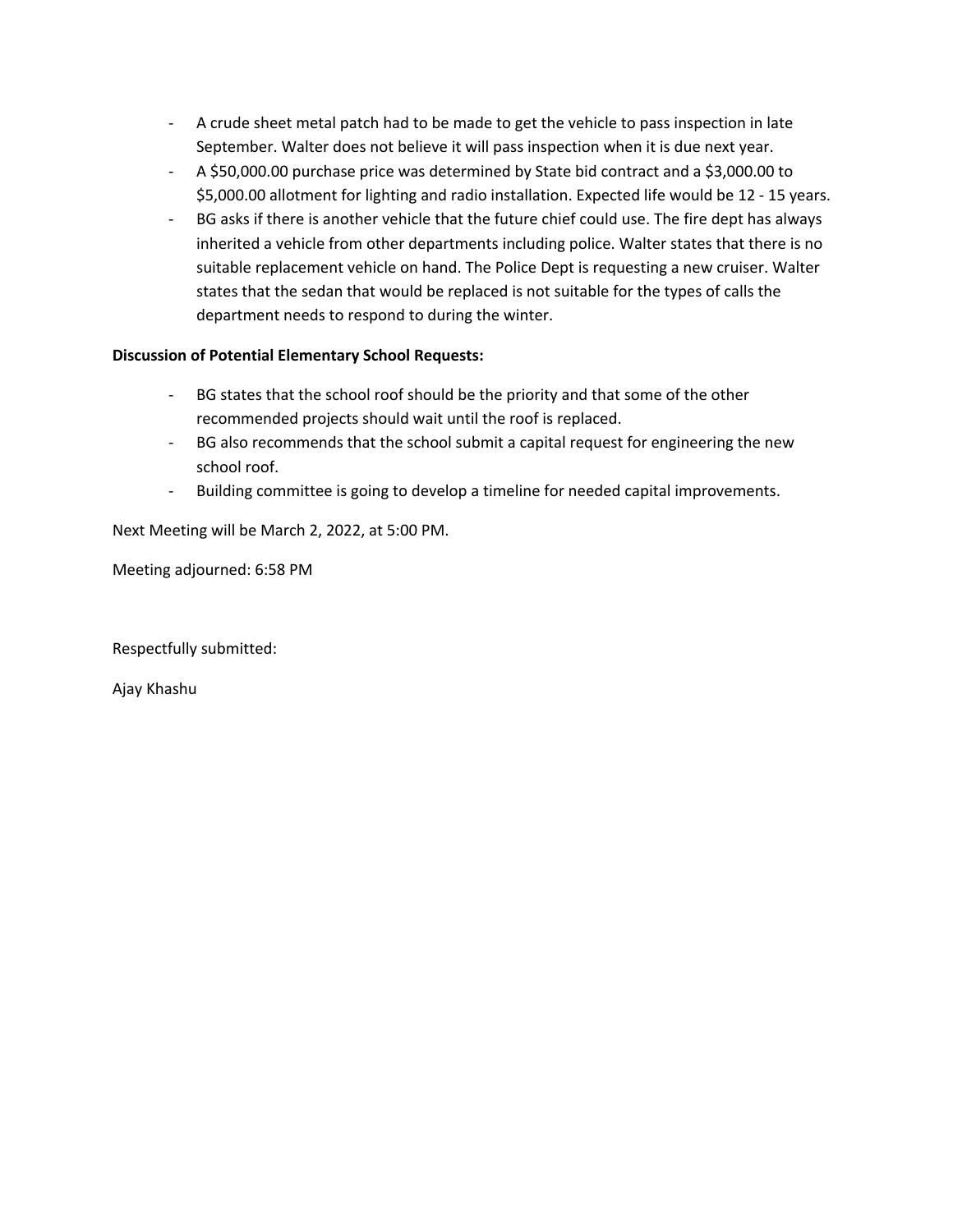- A crude sheet metal patch had to be made to get the vehicle to pass inspection in late September. Walter does not believe it will pass inspection when it is due next year.
- A $50,000.00 purchase price was determined by State bid contract and a $3,000.00 to $5,000.00 allotment for lighting and radio installation. Expected life would be 12 - 15 years.
- BG asks if there is another vehicle that the future chief could use. The fire dept has always inherited a vehicle from other departments including police. Walter states that there is no suitable replacement vehicle on hand. The Police Dept is requesting a new cruiser. Walter states that the sedan that would be replaced is not suitable for the types of calls the department needs to respond to during the winter.

**Discussion of Potential Elementary School Requests:**

- BG states that the school roof should be the priority and that some of the other recommended projects should wait until the roof is replaced.
- BG also recommends that the school submit a capital request for engineering the new school roof.
- Building committee is going to develop a timeline for needed capital improvements.

Next Meeting will be March 2, 2022, at 5:00 PM.

Meeting adjourned: 6:58 PM

Respectfully submitted:

Ajay Khashu